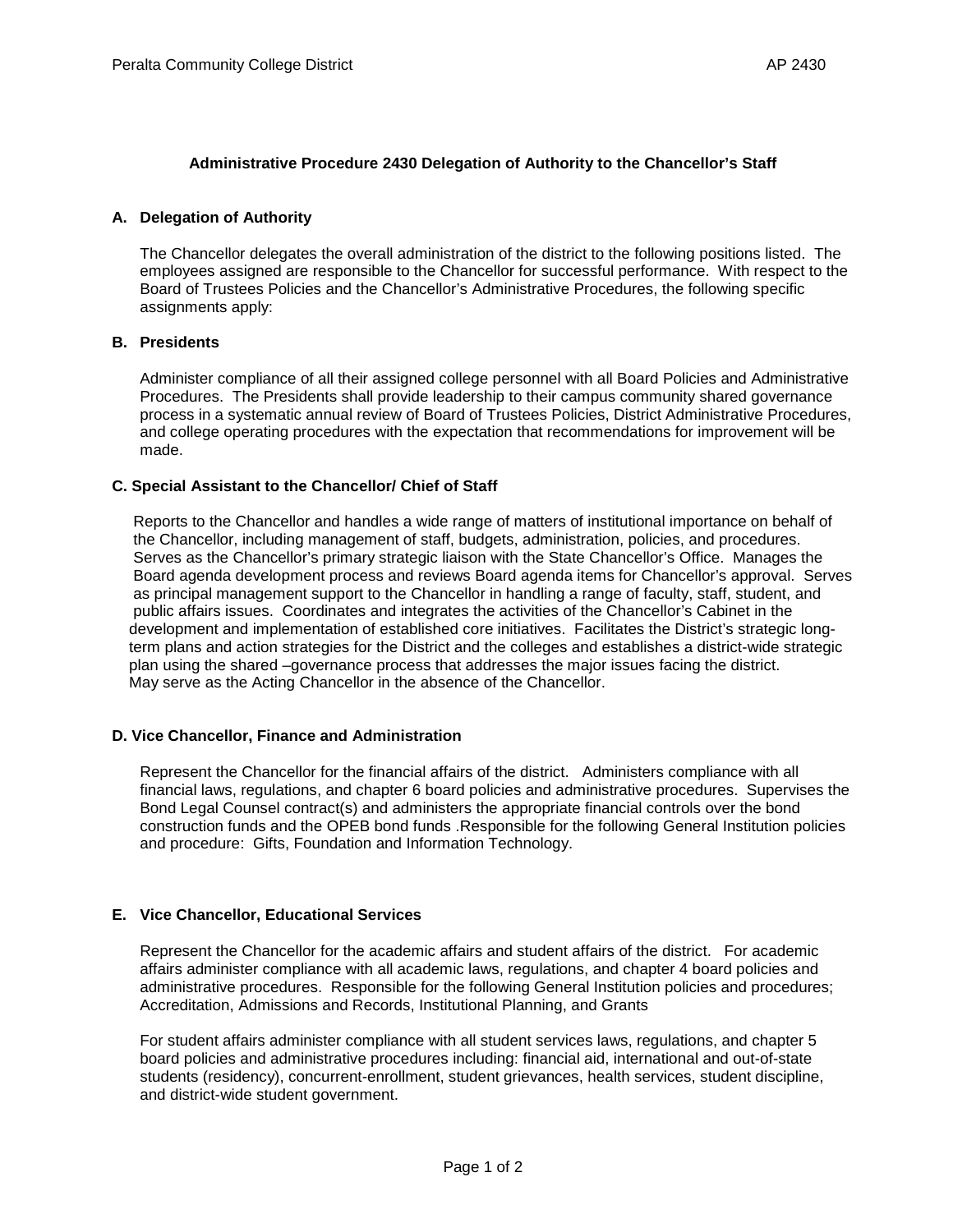## Administrative Procedure 2430 Delegation of Authority to the Chancellor's Staff

### A. Delegation of Authority

The Chancellor delegates the overall administration of the district to the following positions listed. The employees assigned are responsible to the Chancellor for successful performance. With respect to the Board of Trustees Policies and the Chancellor's Administrative Procedures, the following specific assignments apply:

### B. Presidents

Administer compliance of all their assigned college personnel with all Board Policies and Administrative Procedures. The Presidents shall provide leadership to their campus community shared governance process in a systematic annual review of Board of Trustees Policies, District Administrative Procedures, and college operating procedures with the expectation that recommendations for improvement will be made.

### C. Special Assistant to the Chancellor/ Chief of Staff

Reports to the Chancellor and handles a wide range of matters of institutional importance on behalf of the Chancellor, including management of staff, budgets, administration, policies, and procedures. Serves as the Chancellor's primary strategic liaison with the State Chancellor's Office. Manages the Board agenda development process and reviews Board agenda items for Chancellor's approval. Serves as principal management support to the Chancellor in handling a range of faculty, staff, student, and public affairs issues. Coordinates and integrates the activities of the Chancellor's Cabinet in the development and implementation of established core initiatives. Facilitates the District's strategic long-term plans and action strategies for the District and the colleges and establishes a district-wide strategic plan using the shared –governance process that addresses the major issues facing the district. May serve as the Acting Chancellor in the absence of the Chancellor.

### D. Vice Chancellor, Finance and Administration

Represent the Chancellor for the financial affairs of the district. Administers compliance with all financial laws, regulations, and chapter 6 board policies and administrative procedures. Supervises the Bond Legal Counsel contract(s) and administers the appropriate financial controls over the bond construction funds and the OPEB bond funds .Responsible for the following General Institution policies and procedure: Gifts, Foundation and Information Technology.

### E. Vice Chancellor, Educational Services

Represent the Chancellor for the academic affairs and student affairs of the district. For academic affairs administer compliance with all academic laws, regulations, and chapter 4 board policies and administrative procedures. Responsible for the following General Institution policies and procedures; Accreditation, Admissions and Records, Institutional Planning, and Grants

For student affairs administer compliance with all student services laws, regulations, and chapter 5 board policies and administrative procedures including: financial aid, international and out-of-state students (residency), concurrent-enrollment, student grievances, health services, student discipline, and district-wide student government.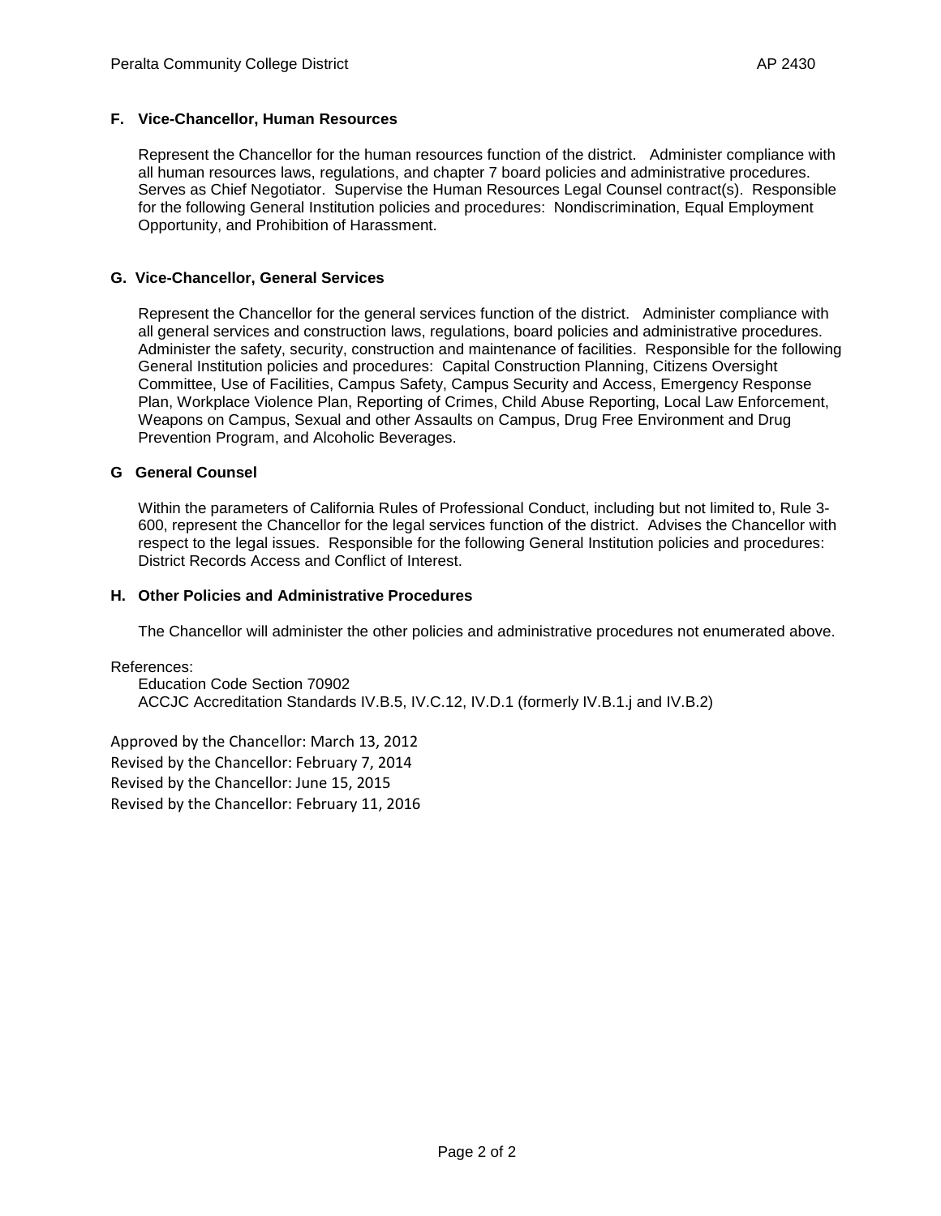**F. Vice-Chancellor, Human Resources**

Represent the Chancellor for the human resources function of the district. Administer compliance with all human resources laws, regulations, and chapter 7 board policies and administrative procedures. Serves as Chief Negotiator. Supervise the Human Resources Legal Counsel contract(s). Responsible for the following General Institution policies and procedures: Nondiscrimination, Equal Employment Opportunity, and Prohibition of Harassment.

**G. Vice-Chancellor, General Services**

Represent the Chancellor for the general services function of the district. Administer compliance with all general services and construction laws, regulations, board policies and administrative procedures. Administer the safety, security, construction and maintenance of facilities. Responsible for the following General Institution policies and procedures: Capital Construction Planning, Citizens Oversight Committee, Use of Facilities, Campus Safety, Campus Security and Access, Emergency Response Plan, Workplace Violence Plan, Reporting of Crimes, Child Abuse Reporting, Local Law Enforcement, Weapons on Campus, Sexual and other Assaults on Campus, Drug Free Environment and Drug Prevention Program, and Alcoholic Beverages.

**G General Counsel**

Within the parameters of California Rules of Professional Conduct, including but not limited to, Rule 3-600, represent the Chancellor for the legal services function of the district. Advises the Chancellor with respect to the legal issues. Responsible for the following General Institution policies and procedures: District Records Access and Conflict of Interest.

**H. Other Policies and Administrative Procedures**

The Chancellor will administer the other policies and administrative procedures not enumerated above.

References:

Education Code Section 70902
ACCJC Accreditation Standards IV.B.5, IV.C.12, IV.D.1 (formerly IV.B.1.j and IV.B.2)

Approved by the Chancellor: March 13, 2012
Revised by the Chancellor: February 7, 2014
Revised by the Chancellor: June 15, 2015
Revised by the Chancellor: February 11, 2016